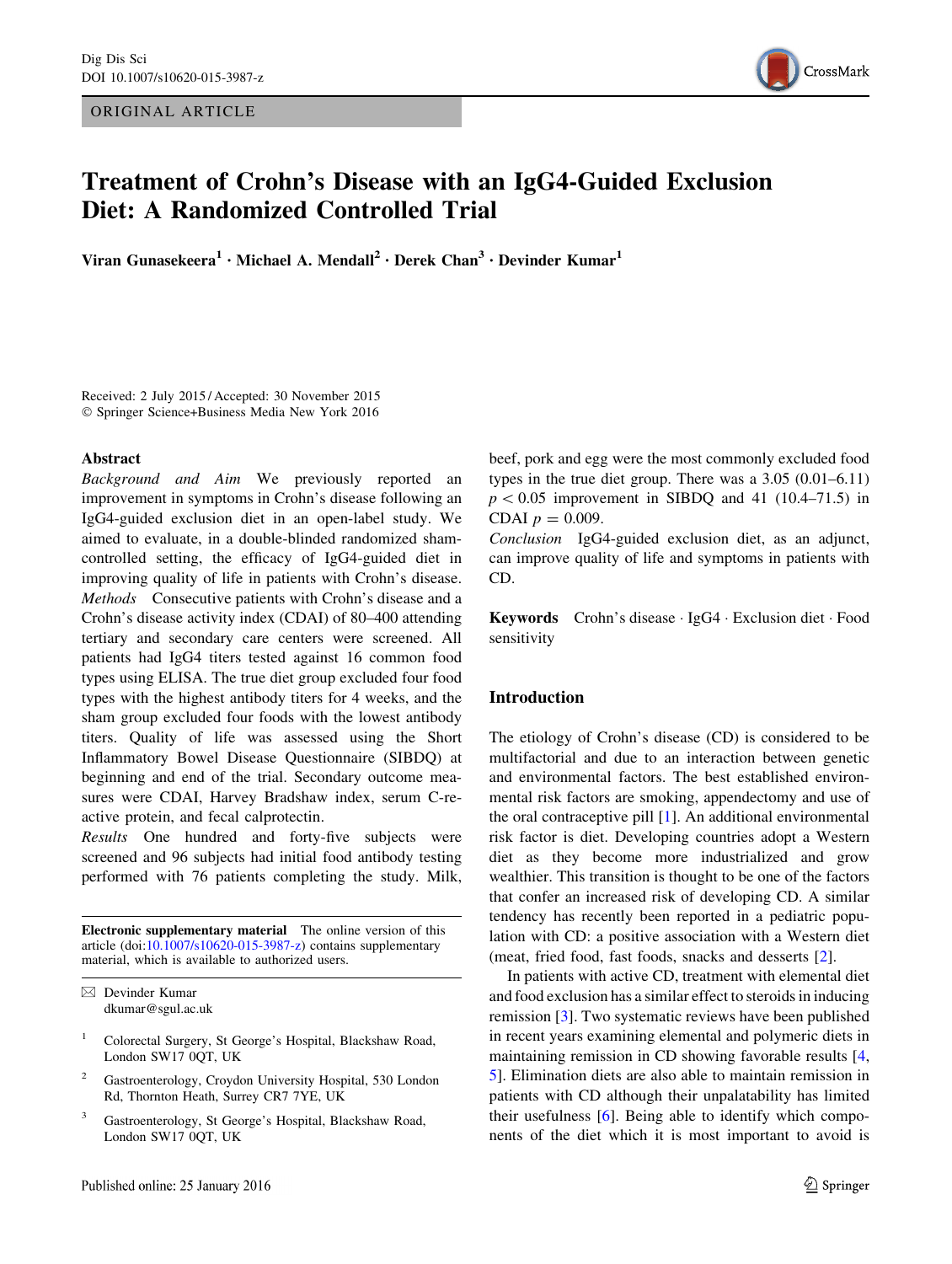ORIGINAL ARTICLE

# Treatment of Crohn's Disease with an IgG4-Guided Exclusion Diet: A Randomized Controlled Trial

Viran Gunasekeera[1] · Michael A. Mendall[2] · Derek Chan[3] · Devinder Kumar[1]

Received: 2 July 2015 / Accepted: 30 November 2015
© Springer Science+Business Media New York 2016

## Abstract

*Background and Aim* We previously reported an improvement in symptoms in Crohn's disease following an IgG4-guided exclusion diet in an open-label study. We aimed to evaluate, in a double-blinded randomized sham-controlled setting, the efficacy of IgG4-guided diet in improving quality of life in patients with Crohn's disease.

*Methods* Consecutive patients with Crohn's disease and a Crohn's disease activity index (CDAI) of 80–400 attending tertiary and secondary care centers were screened. All patients had IgG4 titers tested against 16 common food types using ELISA. The true diet group excluded four food types with the highest antibody titers for 4 weeks, and the sham group excluded four foods with the lowest antibody titers. Quality of life was assessed using the Short Inflammatory Bowel Disease Questionnaire (SIBDQ) at beginning and end of the trial. Secondary outcome measures were CDAI, Harvey Bradshaw index, serum C-reactive protein, and fecal calprotectin.

*Results* One hundred and forty-five subjects were screened and 96 subjects had initial food antibody testing performed with 76 patients completing the study. Milk, beef, pork and egg were the most commonly excluded food types in the true diet group. There was a 3.05 (0.01–6.11) $p < 0.05$ improvement in SIBDQ and 41 (10.4–71.5) in CDAI $p = 0.009$.

*Conclusion* IgG4-guided exclusion diet, as an adjunct, can improve quality of life and symptoms in patients with CD.

**Keywords** Crohn's disease · IgG4 · Exclusion diet · Food sensitivity

**Electronic supplementary material** The online version of this article (doi:10.1007/s10620-015-3987-z) contains supplementary material, which is available to authorized users.

✉ Devinder Kumar
dkumar@sgul.ac.uk

[1] Colorectal Surgery, St George's Hospital, Blackshaw Road, London SW17 0QT, UK

[2] Gastroenterology, Croydon University Hospital, 530 London Rd, Thornton Heath, Surrey CR7 7YE, UK

[3] Gastroenterology, St George's Hospital, Blackshaw Road, London SW17 0QT, UK

## Introduction

The etiology of Crohn's disease (CD) is considered to be multifactorial and due to an interaction between genetic and environmental factors. The best established environmental risk factors are smoking, appendectomy and use of the oral contraceptive pill [1]. An additional environmental risk factor is diet. Developing countries adopt a Western diet as they become more industrialized and grow wealthier. This transition is thought to be one of the factors that confer an increased risk of developing CD. A similar tendency has recently been reported in a pediatric population with CD: a positive association with a Western diet (meat, fried food, fast foods, snacks and desserts [2].

In patients with active CD, treatment with elemental diet and food exclusion has a similar effect to steroids in inducing remission [3]. Two systematic reviews have been published in recent years examining elemental and polymeric diets in maintaining remission in CD showing favorable results [4, 5]. Elimination diets are also able to maintain remission in patients with CD although their unpalatability has limited their usefulness [6]. Being able to identify which components of the diet which it is most important to avoid is

Published online: 25 January 2016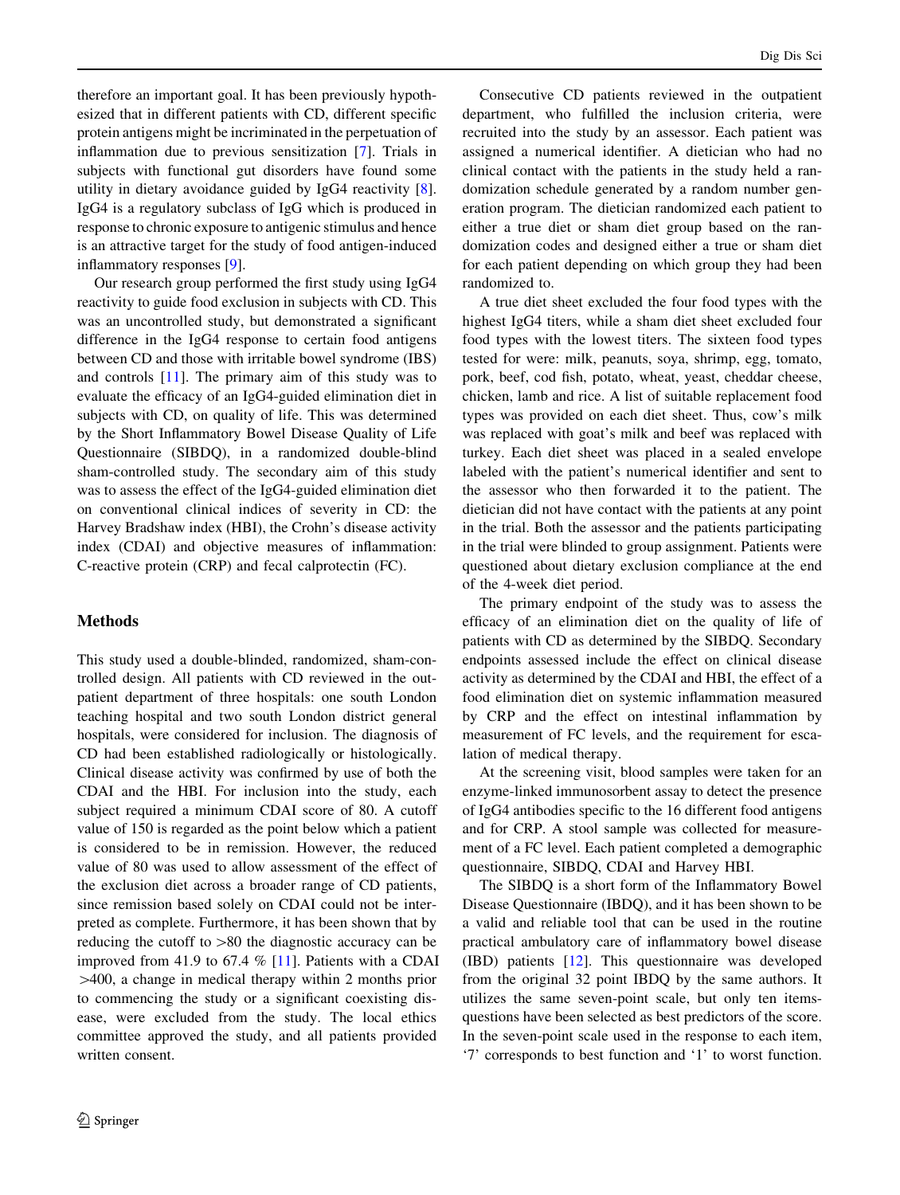therefore an important goal. It has been previously hypothesized that in different patients with CD, different specific protein antigens might be incriminated in the perpetuation of inflammation due to previous sensitization [7]. Trials in subjects with functional gut disorders have found some utility in dietary avoidance guided by IgG4 reactivity [8]. IgG4 is a regulatory subclass of IgG which is produced in response to chronic exposure to antigenic stimulus and hence is an attractive target for the study of food antigen-induced inflammatory responses [9].

Our research group performed the first study using IgG4 reactivity to guide food exclusion in subjects with CD. This was an uncontrolled study, but demonstrated a significant difference in the IgG4 response to certain food antigens between CD and those with irritable bowel syndrome (IBS) and controls [11]. The primary aim of this study was to evaluate the efficacy of an IgG4-guided elimination diet in subjects with CD, on quality of life. This was determined by the Short Inflammatory Bowel Disease Quality of Life Questionnaire (SIBDQ), in a randomized double-blind sham-controlled study. The secondary aim of this study was to assess the effect of the IgG4-guided elimination diet on conventional clinical indices of severity in CD: the Harvey Bradshaw index (HBI), the Crohn's disease activity index (CDAI) and objective measures of inflammation: C-reactive protein (CRP) and fecal calprotectin (FC).

## Methods

This study used a double-blinded, randomized, sham-controlled design. All patients with CD reviewed in the outpatient department of three hospitals: one south London teaching hospital and two south London district general hospitals, were considered for inclusion. The diagnosis of CD had been established radiologically or histologically. Clinical disease activity was confirmed by use of both the CDAI and the HBI. For inclusion into the study, each subject required a minimum CDAI score of 80. A cutoff value of 150 is regarded as the point below which a patient is considered to be in remission. However, the reduced value of 80 was used to allow assessment of the effect of the exclusion diet across a broader range of CD patients, since remission based solely on CDAI could not be interpreted as complete. Furthermore, it has been shown that by reducing the cutoff to >80 the diagnostic accuracy can be improved from 41.9 to 67.4 % [11]. Patients with a CDAI >400, a change in medical therapy within 2 months prior to commencing the study or a significant coexisting disease, were excluded from the study. The local ethics committee approved the study, and all patients provided written consent.

Consecutive CD patients reviewed in the outpatient department, who fulfilled the inclusion criteria, were recruited into the study by an assessor. Each patient was assigned a numerical identifier. A dietician who had no clinical contact with the patients in the study held a randomization schedule generated by a random number generation program. The dietician randomized each patient to either a true diet or sham diet group based on the randomization codes and designed either a true or sham diet for each patient depending on which group they had been randomized to.

A true diet sheet excluded the four food types with the highest IgG4 titers, while a sham diet sheet excluded four food types with the lowest titers. The sixteen food types tested for were: milk, peanuts, soya, shrimp, egg, tomato, pork, beef, cod fish, potato, wheat, yeast, cheddar cheese, chicken, lamb and rice. A list of suitable replacement food types was provided on each diet sheet. Thus, cow's milk was replaced with goat's milk and beef was replaced with turkey. Each diet sheet was placed in a sealed envelope labeled with the patient's numerical identifier and sent to the assessor who then forwarded it to the patient. The dietician did not have contact with the patients at any point in the trial. Both the assessor and the patients participating in the trial were blinded to group assignment. Patients were questioned about dietary exclusion compliance at the end of the 4-week diet period.

The primary endpoint of the study was to assess the efficacy of an elimination diet on the quality of life of patients with CD as determined by the SIBDQ. Secondary endpoints assessed include the effect on clinical disease activity as determined by the CDAI and HBI, the effect of a food elimination diet on systemic inflammation measured by CRP and the effect on intestinal inflammation by measurement of FC levels, and the requirement for escalation of medical therapy.

At the screening visit, blood samples were taken for an enzyme-linked immunosorbent assay to detect the presence of IgG4 antibodies specific to the 16 different food antigens and for CRP. A stool sample was collected for measurement of a FC level. Each patient completed a demographic questionnaire, SIBDQ, CDAI and Harvey HBI.

The SIBDQ is a short form of the Inflammatory Bowel Disease Questionnaire (IBDQ), and it has been shown to be a valid and reliable tool that can be used in the routine practical ambulatory care of inflammatory bowel disease (IBD) patients [12]. This questionnaire was developed from the original 32 point IBDQ by the same authors. It utilizes the same seven-point scale, but only ten items-questions have been selected as best predictors of the score. In the seven-point scale used in the response to each item, '7' corresponds to best function and '1' to worst function.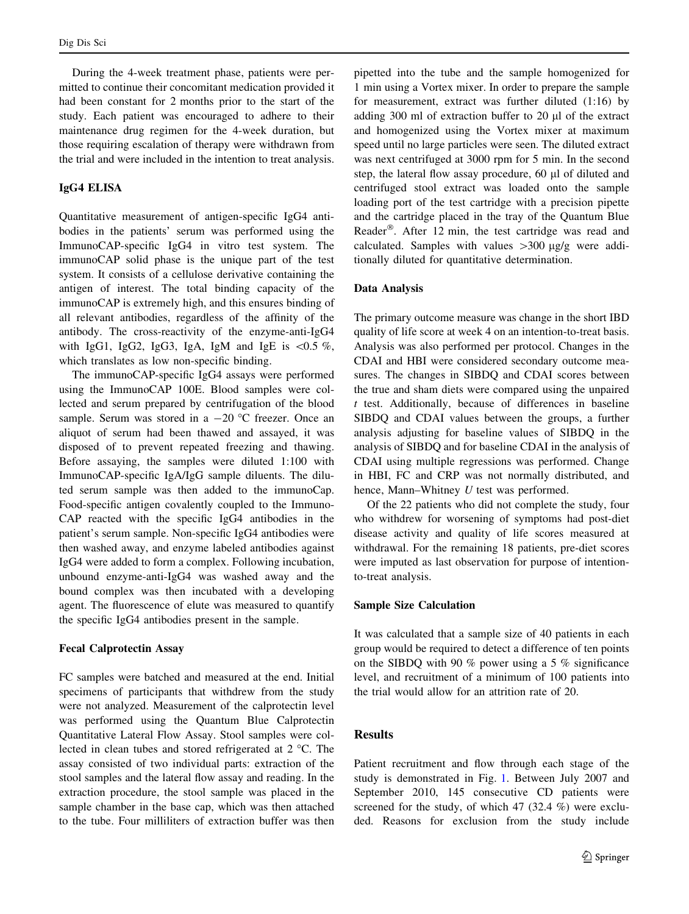During the 4-week treatment phase, patients were permitted to continue their concomitant medication provided it had been constant for 2 months prior to the start of the study. Each patient was encouraged to adhere to their maintenance drug regimen for the 4-week duration, but those requiring escalation of therapy were withdrawn from the trial and were included in the intention to treat analysis.

### IgG4 ELISA

Quantitative measurement of antigen-specific IgG4 antibodies in the patients' serum was performed using the ImmunoCAP-specific IgG4 in vitro test system. The immunoCAP solid phase is the unique part of the test system. It consists of a cellulose derivative containing the antigen of interest. The total binding capacity of the immunoCAP is extremely high, and this ensures binding of all relevant antibodies, regardless of the affinity of the antibody. The cross-reactivity of the enzyme-anti-IgG4 with IgG1, IgG2, IgG3, IgA, IgM and IgE is <0.5 %, which translates as low non-specific binding.

The immunoCAP-specific IgG4 assays were performed using the ImmunoCAP 100E. Blood samples were collected and serum prepared by centrifugation of the blood sample. Serum was stored in a −20 °C freezer. Once an aliquot of serum had been thawed and assayed, it was disposed of to prevent repeated freezing and thawing. Before assaying, the samples were diluted 1:100 with ImmunoCAP-specific IgA/IgG sample diluents. The diluted serum sample was then added to the immunoCap. Food-specific antigen covalently coupled to the ImmunoCAP reacted with the specific IgG4 antibodies in the patient's serum sample. Non-specific IgG4 antibodies were then washed away, and enzyme labeled antibodies against IgG4 were added to form a complex. Following incubation, unbound enzyme-anti-IgG4 was washed away and the bound complex was then incubated with a developing agent. The fluorescence of elute was measured to quantify the specific IgG4 antibodies present in the sample.

### Fecal Calprotectin Assay

FC samples were batched and measured at the end. Initial specimens of participants that withdrew from the study were not analyzed. Measurement of the calprotectin level was performed using the Quantum Blue Calprotectin Quantitative Lateral Flow Assay. Stool samples were collected in clean tubes and stored refrigerated at 2 °C. The assay consisted of two individual parts: extraction of the stool samples and the lateral flow assay and reading. In the extraction procedure, the stool sample was placed in the sample chamber in the base cap, which was then attached to the tube. Four milliliters of extraction buffer was then pipetted into the tube and the sample homogenized for 1 min using a Vortex mixer. In order to prepare the sample for measurement, extract was further diluted (1:16) by adding 300 ml of extraction buffer to 20 μl of the extract and homogenized using the Vortex mixer at maximum speed until no large particles were seen. The diluted extract was next centrifuged at 3000 rpm for 5 min. In the second step, the lateral flow assay procedure, 60 μl of diluted and centrifuged stool extract was loaded onto the sample loading port of the test cartridge with a precision pipette and the cartridge placed in the tray of the Quantum Blue Reader®. After 12 min, the test cartridge was read and calculated. Samples with values >300 μg/g were additionally diluted for quantitative determination.

### Data Analysis

The primary outcome measure was change in the short IBD quality of life score at week 4 on an intention-to-treat basis. Analysis was also performed per protocol. Changes in the CDAI and HBI were considered secondary outcome measures. The changes in SIBDQ and CDAI scores between the true and sham diets were compared using the unpaired *t* test. Additionally, because of differences in baseline SIBDQ and CDAI values between the groups, a further analysis adjusting for baseline values of SIBDQ in the analysis of SIBDQ and for baseline CDAI in the analysis of CDAI using multiple regressions was performed. Change in HBI, FC and CRP was not normally distributed, and hence, Mann–Whitney *U* test was performed.

Of the 22 patients who did not complete the study, four who withdrew for worsening of symptoms had post-diet disease activity and quality of life scores measured at withdrawal. For the remaining 18 patients, pre-diet scores were imputed as last observation for purpose of intention-to-treat analysis.

### Sample Size Calculation

It was calculated that a sample size of 40 patients in each group would be required to detect a difference of ten points on the SIBDQ with 90 % power using a 5 % significance level, and recruitment of a minimum of 100 patients into the trial would allow for an attrition rate of 20.

## Results

Patient recruitment and flow through each stage of the study is demonstrated in Fig. 1. Between July 2007 and September 2010, 145 consecutive CD patients were screened for the study, of which 47 (32.4 %) were excluded. Reasons for exclusion from the study include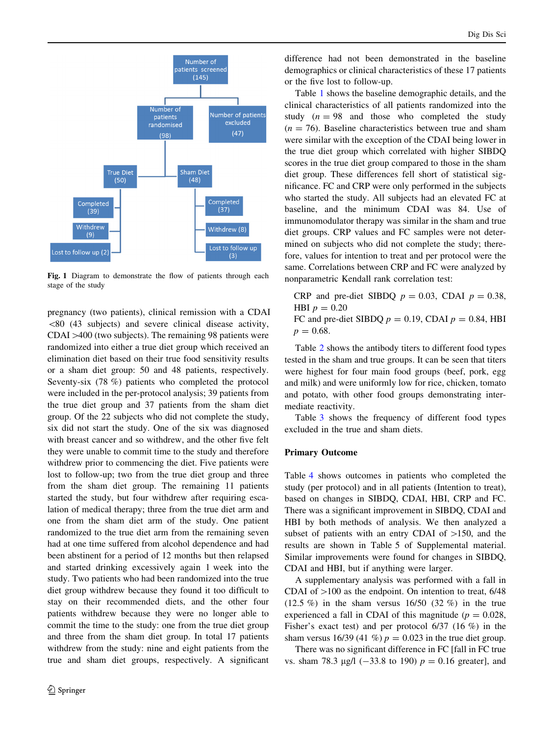Fig. 1 Diagram to demonstrate the flow of patients through each stage of the study

pregnancy (two patients), clinical remission with a CDAI <80 (43 subjects) and severe clinical disease activity, CDAI >400 (two subjects). The remaining 98 patients were randomized into either a true diet group which received an elimination diet based on their true food sensitivity results or a sham diet group: 50 and 48 patients, respectively. Seventy-six (78 %) patients who completed the protocol were included in the per-protocol analysis; 39 patients from the true diet group and 37 patients from the sham diet group. Of the 22 subjects who did not complete the study, six did not start the study. One of the six was diagnosed with breast cancer and so withdrew, and the other five felt they were unable to commit time to the study and therefore withdrew prior to commencing the diet. Five patients were lost to follow-up; two from the true diet group and three from the sham diet group. The remaining 11 patients started the study, but four withdrew after requiring escalation of medical therapy; three from the true diet arm and one from the sham diet arm of the study. One patient randomized to the true diet arm from the remaining seven had at one time suffered from alcohol dependence and had been abstinent for a period of 12 months but then relapsed and started drinking excessively again 1 week into the study. Two patients who had been randomized into the true diet group withdrew because they found it too difficult to stay on their recommended diets, and the other four patients withdrew because they were no longer able to commit the time to the study: one from the true diet group and three from the sham diet group. In total 17 patients withdrew from the study: nine and eight patients from the true and sham diet groups, respectively. A significant difference had not been demonstrated in the baseline demographics or clinical characteristics of these 17 patients or the five lost to follow-up.

Table 1 shows the baseline demographic details, and the clinical characteristics of all patients randomized into the study ($n = 98$ and those who completed the study ($n = 76$). Baseline characteristics between true and sham were similar with the exception of the CDAI being lower in the true diet group which correlated with higher SIBDQ scores in the true diet group compared to those in the sham diet group. These differences fell short of statistical significance. FC and CRP were only performed in the subjects who started the study. All subjects had an elevated FC at baseline, and the minimum CDAI was 84. Use of immunomodulator therapy was similar in the sham and true diet groups. CRP values and FC samples were not determined on subjects who did not complete the study; therefore, values for intention to treat and per protocol were the same. Correlations between CRP and FC were analyzed by nonparametric Kendall rank correlation test:

CRP and pre-diet SIBDQ $p = 0.03$, CDAI $p = 0.38$, HBI $p = 0.20$
FC and pre-diet SIBDQ $p = 0.19$, CDAI $p = 0.84$, HBI $p = 0.68$.

Table 2 shows the antibody titers to different food types tested in the sham and true groups. It can be seen that titers were highest for four main food groups (beef, pork, egg and milk) and were uniformly low for rice, chicken, tomato and potato, with other food groups demonstrating intermediate reactivity.

Table 3 shows the frequency of different food types excluded in the true and sham diets.

## Primary Outcome

Table 4 shows outcomes in patients who completed the study (per protocol) and in all patients (Intention to treat), based on changes in SIBDQ, CDAI, HBI, CRP and FC. There was a significant improvement in SIBDQ, CDAI and HBI by both methods of analysis. We then analyzed a subset of patients with an entry CDAI of >150, and the results are shown in Table 5 of Supplemental material. Similar improvements were found for changes in SIBDQ, CDAI and HBI, but if anything were larger.

A supplementary analysis was performed with a fall in CDAI of >100 as the endpoint. On intention to treat, 6/48 (12.5 %) in the sham versus 16/50 (32 %) in the true experienced a fall in CDAI of this magnitude ($p = 0.028$, Fisher's exact test) and per protocol 6/37 (16 %) in the sham versus 16/39 (41 %) $p = 0.023$ in the true diet group.

There was no significant difference in FC [fall in FC true vs. sham 78.3 µg/l (−33.8 to 190) $p = 0.16$ greater], and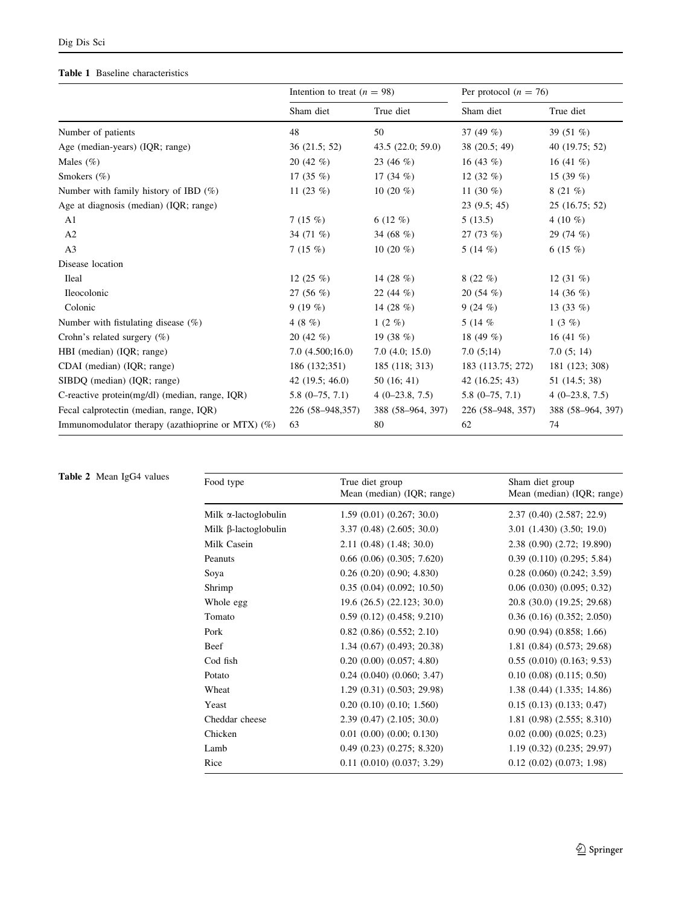**Table 1** Baseline characteristics

| | Intention to treat ($n = 98$) | | Per protocol ($n = 76$) | |
|---|---|---|---|---|
| | Sham diet | True diet | Sham diet | True diet |
| Number of patients | 48 | 50 | 37 (49 %) | 39 (51 %) |
| Age (median-years) (IQR; range) | 36 (21.5; 52) | 43.5 (22.0; 59.0) | 38 (20.5; 49) | 40 (19.75; 52) |
| Males (%) | 20 (42 %) | 23 (46 %) | 16 (43 %) | 16 (41 %) |
| Smokers (%) | 17 (35 %) | 17 (34 %) | 12 (32 %) | 15 (39 %) |
| Number with family history of IBD (%) | 11 (23 %) | 10 (20 %) | 11 (30 %) | 8 (21 %) |
| Age at diagnosis (median) (IQR; range) | | | 23 (9.5; 45) | 25 (16.75; 52) |
| A1 | 7 (15 %) | 6 (12 %) | 5 (13.5) | 4 (10 %) |
| A2 | 34 (71 %) | 34 (68 %) | 27 (73 %) | 29 (74 %) |
| A3 | 7 (15 %) | 10 (20 %) | 5 (14 %) | 6 (15 %) |
| Disease location | | | | |
| Ileal | 12 (25 %) | 14 (28 %) | 8 (22 %) | 12 (31 %) |
| Ileocolonic | 27 (56 %) | 22 (44 %) | 20 (54 %) | 14 (36 %) |
| Colonic | 9 (19 %) | 14 (28 %) | 9 (24 %) | 13 (33 %) |
| Number with fistulating disease (%) | 4 (8 %) | 1 (2 %) | 5 (14 % | 1 (3 %) |
| Crohn's related surgery (%) | 20 (42 %) | 19 (38 %) | 18 (49 %) | 16 (41 %) |
| HBI (median) (IQR; range) | 7.0 (4.500;16.0) | 7.0 (4.0; 15.0) | 7.0 (5;14) | 7.0 (5; 14) |
| CDAI (median) (IQR; range) | 186 (132;351) | 185 (118; 313) | 183 (113.75; 272) | 181 (123; 308) |
| SIBDQ (median) (IQR; range) | 42 (19.5; 46.0) | 50 (16; 41) | 42 (16.25; 43) | 51 (14.5; 38) |
| C-reactive protein(mg/dl) (median, range, IQR) | 5.8 (0–75, 7.1) | 4 (0–23.8, 7.5) | 5.8 (0–75, 7.1) | 4 (0–23.8, 7.5) |
| Fecal calprotectin (median, range, IQR) | 226 (58–948,357) | 388 (58–964, 397) | 226 (58–948, 357) | 388 (58–964, 397) |
| Immunomodulator therapy (azathioprine or MTX) (%) | 63 | 80 | 62 | 74 |

**Table 2** Mean IgG4 values

| Food type | True diet group Mean (median) (IQR; range) | Sham diet group Mean (median) (IQR; range) |
|---|---|---|
| Milk α-lactoglobulin | 1.59 (0.01) (0.267; 30.0) | 2.37 (0.40) (2.587; 22.9) |
| Milk β-lactoglobulin | 3.37 (0.48) (2.605; 30.0) | 3.01 (1.430) (3.50; 19.0) |
| Milk Casein | 2.11 (0.48) (1.48; 30.0) | 2.38 (0.90) (2.72; 19.890) |
| Peanuts | 0.66 (0.06) (0.305; 7.620) | 0.39 (0.110) (0.295; 5.84) |
| Soya | 0.26 (0.20) (0.90; 4.830) | 0.28 (0.060) (0.242; 3.59) |
| Shrimp | 0.35 (0.04) (0.092; 10.50) | 0.06 (0.030) (0.095; 0.32) |
| Whole egg | 19.6 (26.5) (22.123; 30.0) | 20.8 (30.0) (19.25; 29.68) |
| Tomato | 0.59 (0.12) (0.458; 9.210) | 0.36 (0.16) (0.352; 2.050) |
| Pork | 0.82 (0.86) (0.552; 2.10) | 0.90 (0.94) (0.858; 1.66) |
| Beef | 1.34 (0.67) (0.493; 20.38) | 1.81 (0.84) (0.573; 29.68) |
| Cod fish | 0.20 (0.00) (0.057; 4.80) | 0.55 (0.010) (0.163; 9.53) |
| Potato | 0.24 (0.040) (0.060; 3.47) | 0.10 (0.08) (0.115; 0.50) |
| Wheat | 1.29 (0.31) (0.503; 29.98) | 1.38 (0.44) (1.335; 14.86) |
| Yeast | 0.20 (0.10) (0.10; 1.560) | 0.15 (0.13) (0.133; 0.47) |
| Cheddar cheese | 2.39 (0.47) (2.105; 30.0) | 1.81 (0.98) (2.555; 8.310) |
| Chicken | 0.01 (0.00) (0.00; 0.130) | 0.02 (0.00) (0.025; 0.23) |
| Lamb | 0.49 (0.23) (0.275; 8.320) | 1.19 (0.32) (0.235; 29.97) |
| Rice | 0.11 (0.010) (0.037; 3.29) | 0.12 (0.02) (0.073; 1.98) |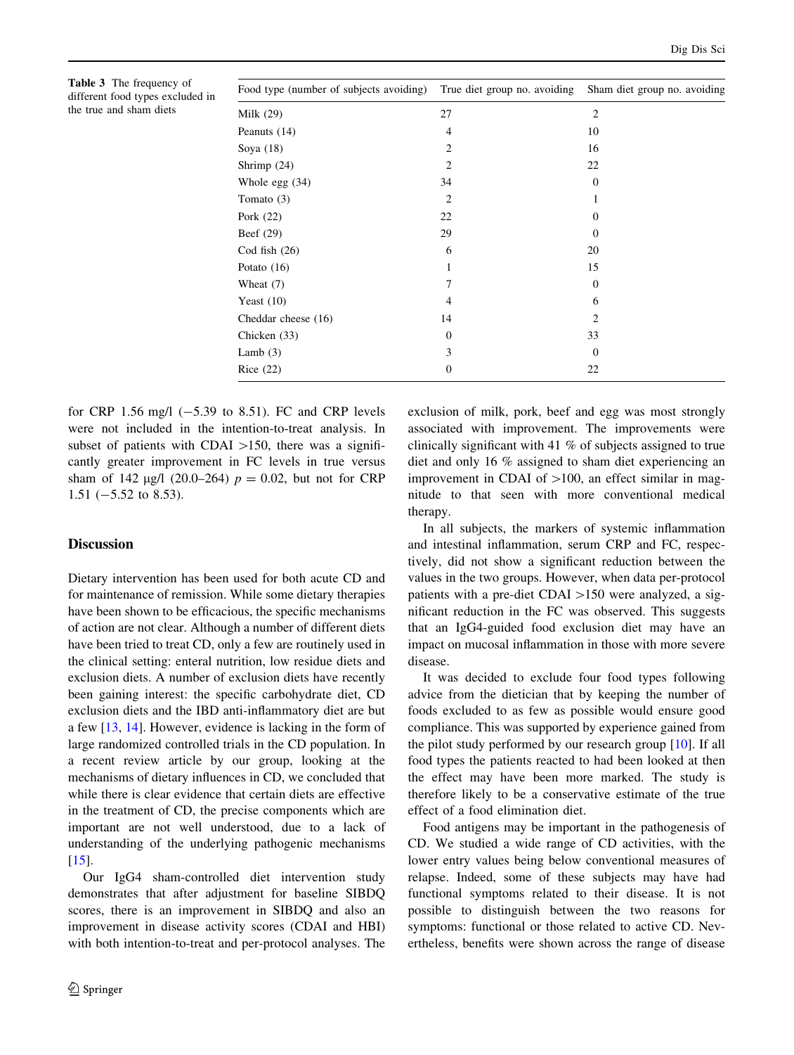**Table 3** The frequency of different food types excluded in the true and sham diets

| Food type (number of subjects avoiding) | True diet group no. avoiding | Sham diet group no. avoiding |
|---|---|---|
| Milk (29) | 27 | 2 |
| Peanuts (14) | 4 | 10 |
| Soya (18) | 2 | 16 |
| Shrimp (24) | 2 | 22 |
| Whole egg (34) | 34 | 0 |
| Tomato (3) | 2 | 1 |
| Pork (22) | 22 | 0 |
| Beef (29) | 29 | 0 |
| Cod fish (26) | 6 | 20 |
| Potato (16) | 1 | 15 |
| Wheat (7) | 7 | 0 |
| Yeast (10) | 4 | 6 |
| Cheddar cheese (16) | 14 | 2 |
| Chicken (33) | 0 | 33 |
| Lamb (3) | 3 | 0 |
| Rice (22) | 0 | 22 |

for CRP 1.56 mg/l (−5.39 to 8.51). FC and CRP levels were not included in the intention-to-treat analysis. In subset of patients with CDAI >150, there was a significantly greater improvement in FC levels in true versus sham of 142 μg/l (20.0–264) $p = 0.02$, but not for CRP 1.51 (−5.52 to 8.53).

## Discussion

Dietary intervention has been used for both acute CD and for maintenance of remission. While some dietary therapies have been shown to be efficacious, the specific mechanisms of action are not clear. Although a number of different diets have been tried to treat CD, only a few are routinely used in the clinical setting: enteral nutrition, low residue diets and exclusion diets. A number of exclusion diets have recently been gaining interest: the specific carbohydrate diet, CD exclusion diets and the IBD anti-inflammatory diet are but a few [13, 14]. However, evidence is lacking in the form of large randomized controlled trials in the CD population. In a recent review article by our group, looking at the mechanisms of dietary influences in CD, we concluded that while there is clear evidence that certain diets are effective in the treatment of CD, the precise components which are important are not well understood, due to a lack of understanding of the underlying pathogenic mechanisms [15].

Our IgG4 sham-controlled diet intervention study demonstrates that after adjustment for baseline SIBDQ scores, there is an improvement in SIBDQ and also an improvement in disease activity scores (CDAI and HBI) with both intention-to-treat and per-protocol analyses. The exclusion of milk, pork, beef and egg was most strongly associated with improvement. The improvements were clinically significant with 41 % of subjects assigned to true diet and only 16 % assigned to sham diet experiencing an improvement in CDAI of >100, an effect similar in magnitude to that seen with more conventional medical therapy.

In all subjects, the markers of systemic inflammation and intestinal inflammation, serum CRP and FC, respectively, did not show a significant reduction between the values in the two groups. However, when data per-protocol patients with a pre-diet CDAI >150 were analyzed, a significant reduction in the FC was observed. This suggests that an IgG4-guided food exclusion diet may have an impact on mucosal inflammation in those with more severe disease.

It was decided to exclude four food types following advice from the dietician that by keeping the number of foods excluded to as few as possible would ensure good compliance. This was supported by experience gained from the pilot study performed by our research group [10]. If all food types the patients reacted to had been looked at then the effect may have been more marked. The study is therefore likely to be a conservative estimate of the true effect of a food elimination diet.

Food antigens may be important in the pathogenesis of CD. We studied a wide range of CD activities, with the lower entry values being below conventional measures of relapse. Indeed, some of these subjects may have had functional symptoms related to their disease. It is not possible to distinguish between the two reasons for symptoms: functional or those related to active CD. Nevertheless, benefits were shown across the range of disease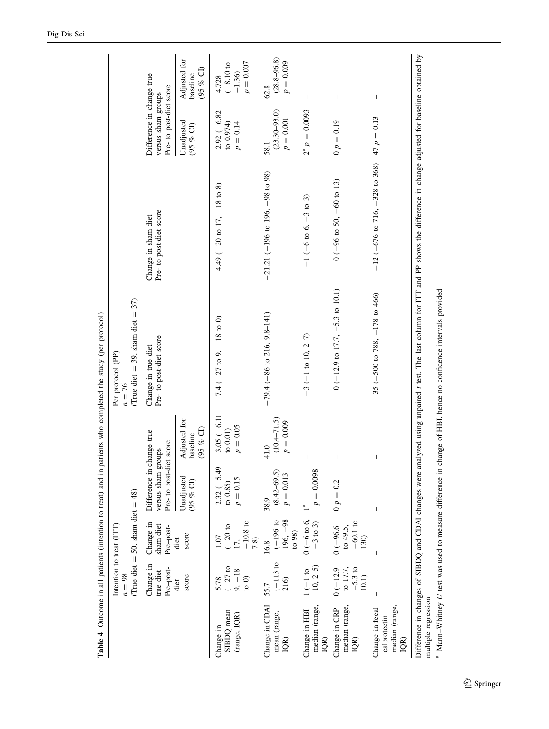**Table 4** Outcome in all patients (intention to treat) and in patients who completed the study (per protocol)

| | Intention to treat (ITT) $n = 98$ (True diet = 50, sham diet = 48) | | | | Per protocol (PP) $n = 76$ (True diet = 39, sham diet = 37) | | | |
|---|---|---|---|---|---|---|---|---|
| | Change in true diet Pre–post-diet score | Change in sham diet Pre–post-diet score | Difference in change true versus sham groups Pre- to post-diet score | | Change in true diet Pre- to post-diet score | Change in sham diet Pre- to post-diet score | Difference in change true versus sham groups Pre- to post-diet score | |
| | | | Unadjusted (95 % CI) | Adjusted for baseline (95 % CI) | | | Unadjusted (95 % CI) | Adjusted for baseline (95 % CI) |
| Change in SIBDQ mean (range, IQR) | −5.78 (−27 to 9, −18 to 0) | −1.07 (−20 to 17, −10.8 to 7.8) | −2.32 (−5.49 to 0.85) $p = 0.15$ | −3.05 (−6.11 to 0.01) $p = 0.05$ | 7.4 (−27 to 9, −18 to 0) | −4.49 (−20 to 17, −18 to 8) | −2.92 (−6.82 to 0.974) $p = 0.14$ | −4.728 (−8.10 to −1.36) $p = 0.007$ |
| Change in CDAI mean (range, IQR) | 55.7 (−113 to 216) | 16.8 (−196 to 196, −98 to 98) | 38.9 (8.42–69.5) $p = 0.013$ | 41.0 (10.4–71.5) $p = 0.009$ | −79.4 (−86 to 216, 9.8–141) | −21.21 (−196 to 196, −98 to 98) | 58.1 (23.30–93.0) $p = 0.001$ | 62.8 (28.8–96.8) $p = 0.009$ |
| Change in HBI median (range, IQR) | 1 (−1 to 10, 2–5) | 0 (−6 to 6, −3 to 3) | 1[a] $p = 0.0098$ | – | −3 (−1 to 10, 2–7) | −1 (−6 to 6, −3 to 3) | 2[a] $p = 0.0093$ | – |
| Change in CRP median (range, IQR) | 0 (−12.9 to 17.7, −5.3 to 10.1) | 0 (−96.6 to 49.5, −60.1 to 130) | 0 $p = 0.2$ | – | 0 (−12.9 to 17.7, −5.3 to 10.1) | 0 (−96 to 50, −60 to 13) | 0 $p = 0.19$ | – |
| Change in fecal calprotectin median (range, IQR) | – | – | – | – | 35 (−500 to 788, −178 to 466) | −12 (−676 to 716, −328 to 368) | 47 $p = 0.13$ | – |

Difference in changes of SIBDQ and CDAI changes were analyzed using unpaired *t* test. The last column for ITT and PP shows the difference in change adjusted for baseline obtained by multiple regression

[a] Mann–Whitney *U* test was used to measure difference in change of HBI, hence no confidence intervals provided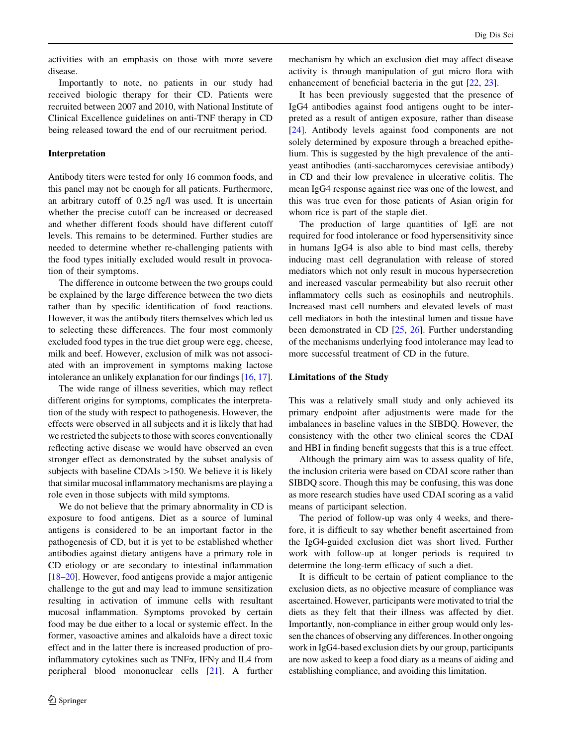activities with an emphasis on those with more severe disease.

Importantly to note, no patients in our study had received biologic therapy for their CD. Patients were recruited between 2007 and 2010, with National Institute of Clinical Excellence guidelines on anti-TNF therapy in CD being released toward the end of our recruitment period.

### Interpretation

Antibody titers were tested for only 16 common foods, and this panel may not be enough for all patients. Furthermore, an arbitrary cutoff of 0.25 ng/l was used. It is uncertain whether the precise cutoff can be increased or decreased and whether different foods should have different cutoff levels. This remains to be determined. Further studies are needed to determine whether re-challenging patients with the food types initially excluded would result in provocation of their symptoms.

The difference in outcome between the two groups could be explained by the large difference between the two diets rather than by specific identification of food reactions. However, it was the antibody titers themselves which led us to selecting these differences. The four most commonly excluded food types in the true diet group were egg, cheese, milk and beef. However, exclusion of milk was not associated with an improvement in symptoms making lactose intolerance an unlikely explanation for our findings [16, 17].

The wide range of illness severities, which may reflect different origins for symptoms, complicates the interpretation of the study with respect to pathogenesis. However, the effects were observed in all subjects and it is likely that had we restricted the subjects to those with scores conventionally reflecting active disease we would have observed an even stronger effect as demonstrated by the subset analysis of subjects with baseline CDAIs >150. We believe it is likely that similar mucosal inflammatory mechanisms are playing a role even in those subjects with mild symptoms.

We do not believe that the primary abnormality in CD is exposure to food antigens. Diet as a source of luminal antigens is considered to be an important factor in the pathogenesis of CD, but it is yet to be established whether antibodies against dietary antigens have a primary role in CD etiology or are secondary to intestinal inflammation [18–20]. However, food antigens provide a major antigenic challenge to the gut and may lead to immune sensitization resulting in activation of immune cells with resultant mucosal inflammation. Symptoms provoked by certain food may be due either to a local or systemic effect. In the former, vasoactive amines and alkaloids have a direct toxic effect and in the latter there is increased production of pro-inflammatory cytokines such as TNFα, IFNγ and IL4 from peripheral blood mononuclear cells [21]. A further mechanism by which an exclusion diet may affect disease activity is through manipulation of gut micro flora with enhancement of beneficial bacteria in the gut [22, 23].

It has been previously suggested that the presence of IgG4 antibodies against food antigens ought to be interpreted as a result of antigen exposure, rather than disease [24]. Antibody levels against food components are not solely determined by exposure through a breached epithelium. This is suggested by the high prevalence of the anti-yeast antibodies (anti-saccharomyces cerevisiae antibody) in CD and their low prevalence in ulcerative colitis. The mean IgG4 response against rice was one of the lowest, and this was true even for those patients of Asian origin for whom rice is part of the staple diet.

The production of large quantities of IgE are not required for food intolerance or food hypersensitivity since in humans IgG4 is also able to bind mast cells, thereby inducing mast cell degranulation with release of stored mediators which not only result in mucous hypersecretion and increased vascular permeability but also recruit other inflammatory cells such as eosinophils and neutrophils. Increased mast cell numbers and elevated levels of mast cell mediators in both the intestinal lumen and tissue have been demonstrated in CD [25, 26]. Further understanding of the mechanisms underlying food intolerance may lead to more successful treatment of CD in the future.

### Limitations of the Study

This was a relatively small study and only achieved its primary endpoint after adjustments were made for the imbalances in baseline values in the SIBDQ. However, the consistency with the other two clinical scores the CDAI and HBI in finding benefit suggests that this is a true effect.

Although the primary aim was to assess quality of life, the inclusion criteria were based on CDAI score rather than SIBDQ score. Though this may be confusing, this was done as more research studies have used CDAI scoring as a valid means of participant selection.

The period of follow-up was only 4 weeks, and therefore, it is difficult to say whether benefit ascertained from the IgG4-guided exclusion diet was short lived. Further work with follow-up at longer periods is required to determine the long-term efficacy of such a diet.

It is difficult to be certain of patient compliance to the exclusion diets, as no objective measure of compliance was ascertained. However, participants were motivated to trial the diets as they felt that their illness was affected by diet. Importantly, non-compliance in either group would only lessen the chances of observing any differences. In other ongoing work in IgG4-based exclusion diets by our group, participants are now asked to keep a food diary as a means of aiding and establishing compliance, and avoiding this limitation.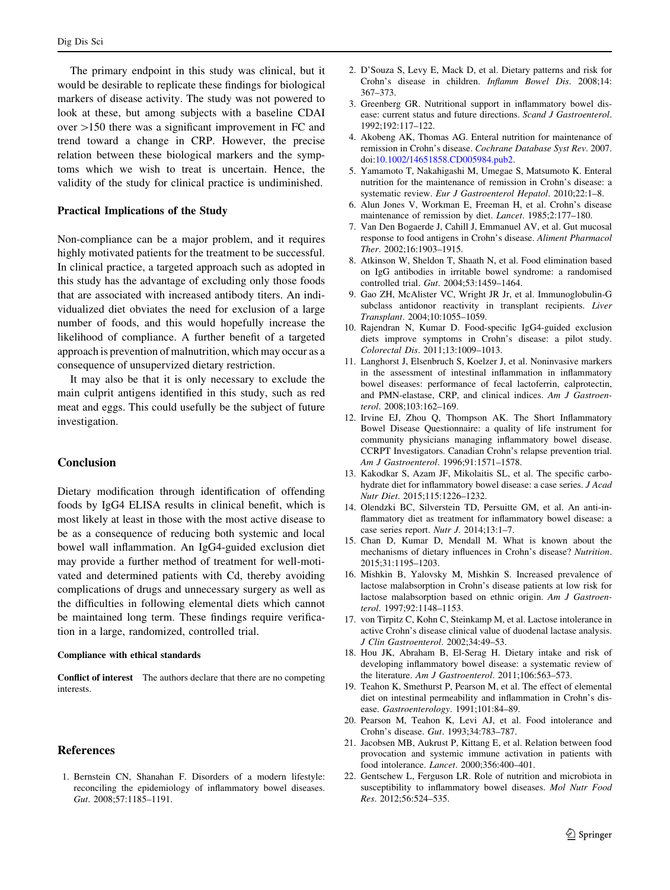The primary endpoint in this study was clinical, but it would be desirable to replicate these findings for biological markers of disease activity. The study was not powered to look at these, but among subjects with a baseline CDAI over >150 there was a significant improvement in FC and trend toward a change in CRP. However, the precise relation between these biological markers and the symptoms which we wish to treat is uncertain. Hence, the validity of the study for clinical practice is undiminished.

### Practical Implications of the Study

Non-compliance can be a major problem, and it requires highly motivated patients for the treatment to be successful. In clinical practice, a targeted approach such as adopted in this study has the advantage of excluding only those foods that are associated with increased antibody titers. An individualized diet obviates the need for exclusion of a large number of foods, and this would hopefully increase the likelihood of compliance. A further benefit of a targeted approach is prevention of malnutrition, which may occur as a consequence of unsupervized dietary restriction.

It may also be that it is only necessary to exclude the main culprit antigens identified in this study, such as red meat and eggs. This could usefully be the subject of future investigation.

## Conclusion

Dietary modification through identification of offending foods by IgG4 ELISA results in clinical benefit, which is most likely at least in those with the most active disease to be as a consequence of reducing both systemic and local bowel wall inflammation. An IgG4-guided exclusion diet may provide a further method of treatment for well-motivated and determined patients with Cd, thereby avoiding complications of drugs and unnecessary surgery as well as the difficulties in following elemental diets which cannot be maintained long term. These findings require verification in a large, randomized, controlled trial.

**Compliance with ethical standards**

**Conflict of interest** The authors declare that there are no competing interests.

## References

1. Bernstein CN, Shanahan F. Disorders of a modern lifestyle: reconciling the epidemiology of inflammatory bowel diseases. *Gut*. 2008;57:1185–1191.
2. D'Souza S, Levy E, Mack D, et al. Dietary patterns and risk for Crohn's disease in children. *Inflamm Bowel Dis*. 2008;14:367–373.
3. Greenberg GR. Nutritional support in inflammatory bowel disease: current status and future directions. *Scand J Gastroenterol*. 1992;192:117–122.
4. Akobeng AK, Thomas AG. Enteral nutrition for maintenance of remission in Crohn's disease. *Cochrane Database Syst Rev*. 2007. doi:10.1002/14651858.CD005984.pub2.
5. Yamamoto T, Nakahigashi M, Umegae S, Matsumoto K. Enteral nutrition for the maintenance of remission in Crohn's disease: a systematic review. *Eur J Gastroenterol Hepatol*. 2010;22:1–8.
6. Alun Jones V, Workman E, Freeman H, et al. Crohn's disease maintenance of remission by diet. *Lancet*. 1985;2:177–180.
7. Van Den Bogaerde J, Cahill J, Emmanuel AV, et al. Gut mucosal response to food antigens in Crohn's disease. *Aliment Pharmacol Ther*. 2002;16:1903–1915.
8. Atkinson W, Sheldon T, Shaath N, et al. Food elimination based on IgG antibodies in irritable bowel syndrome: a randomised controlled trial. *Gut*. 2004;53:1459–1464.
9. Gao ZH, McAlister VC, Wright JR Jr, et al. Immunoglobulin-G subclass antidonor reactivity in transplant recipients. *Liver Transplant*. 2004;10:1055–1059.
10. Rajendran N, Kumar D. Food-specific IgG4-guided exclusion diets improve symptoms in Crohn's disease: a pilot study. *Colorectal Dis*. 2011;13:1009–1013.
11. Langhorst J, Elsenbruch S, Koelzer J, et al. Noninvasive markers in the assessment of intestinal inflammation in inflammatory bowel diseases: performance of fecal lactoferrin, calprotectin, and PMN-elastase, CRP, and clinical indices. *Am J Gastroenterol*. 2008;103:162–169.
12. Irvine EJ, Zhou Q, Thompson AK. The Short Inflammatory Bowel Disease Questionnaire: a quality of life instrument for community physicians managing inflammatory bowel disease. CCRPT Investigators. Canadian Crohn's relapse prevention trial. *Am J Gastroenterol*. 1996;91:1571–1578.
13. Kakodkar S, Azam JF, Mikolaitis SL, et al. The specific carbohydrate diet for inflammatory bowel disease: a case series. *J Acad Nutr Diet*. 2015;115:1226–1232.
14. Olendzki BC, Silverstein TD, Persuitte GM, et al. An anti-inflammatory diet as treatment for inflammatory bowel disease: a case series report. *Nutr J*. 2014;13:1–7.
15. Chan D, Kumar D, Mendall M. What is known about the mechanisms of dietary influences in Crohn's disease? *Nutrition*. 2015;31:1195–1203.
16. Mishkin B, Yalovsky M, Mishkin S. Increased prevalence of lactose malabsorption in Crohn's disease patients at low risk for lactose malabsorption based on ethnic origin. *Am J Gastroenterol*. 1997;92:1148–1153.
17. von Tirpitz C, Kohn C, Steinkamp M, et al. Lactose intolerance in active Crohn's disease clinical value of duodenal lactase analysis. *J Clin Gastroenterol*. 2002;34:49–53.
18. Hou JK, Abraham B, El-Serag H. Dietary intake and risk of developing inflammatory bowel disease: a systematic review of the literature. *Am J Gastroenterol*. 2011;106:563–573.
19. Teahon K, Smethurst P, Pearson M, et al. The effect of elemental diet on intestinal permeability and inflammation in Crohn's disease. *Gastroenterology*. 1991;101:84–89.
20. Pearson M, Teahon K, Levi AJ, et al. Food intolerance and Crohn's disease. *Gut*. 1993;34:783–787.
21. Jacobsen MB, Aukrust P, Kittang E, et al. Relation between food provocation and systemic immune activation in patients with food intolerance. *Lancet*. 2000;356:400–401.
22. Gentschew L, Ferguson LR. Role of nutrition and microbiota in susceptibility to inflammatory bowel diseases. *Mol Nutr Food Res*. 2012;56:524–535.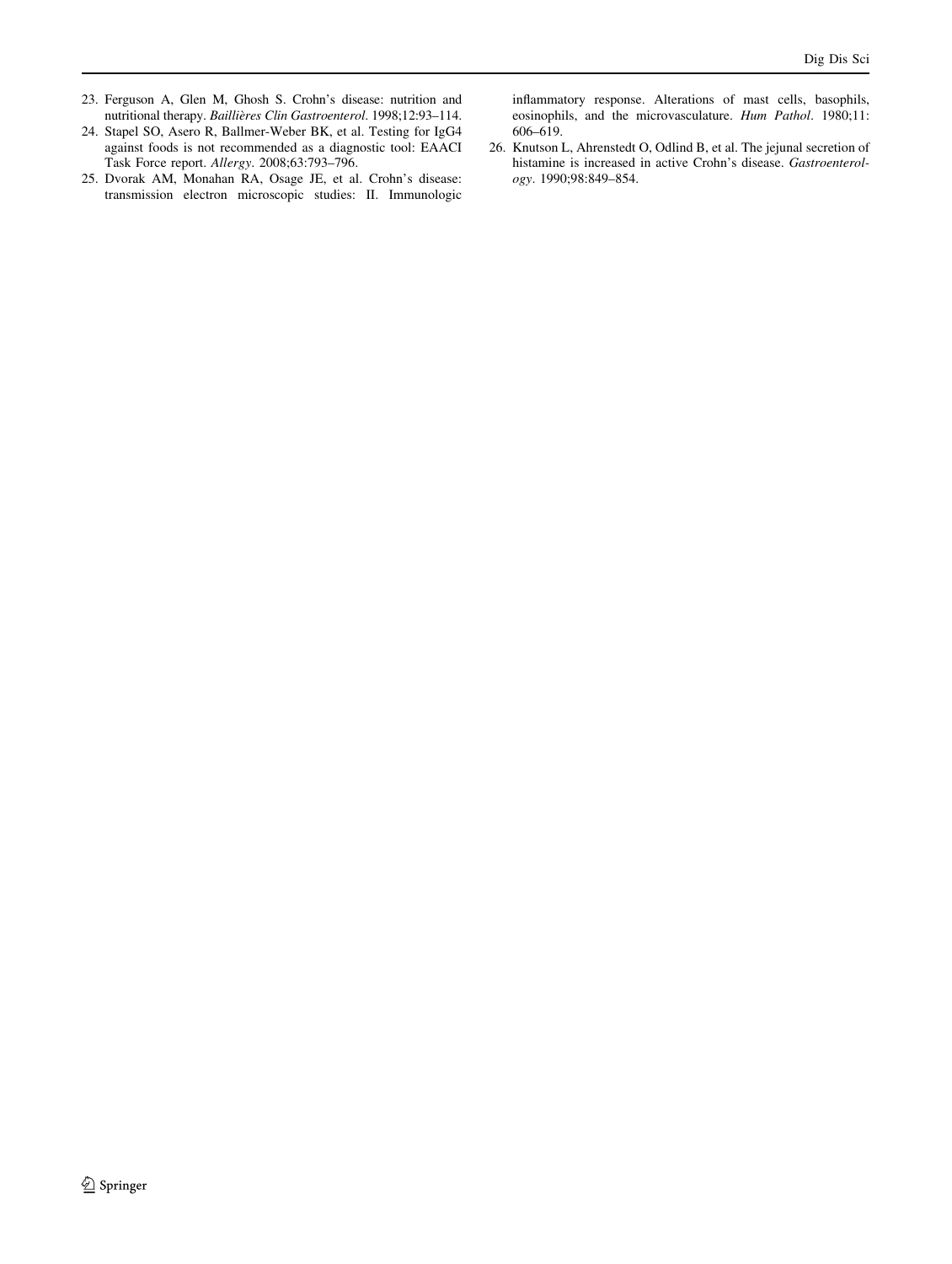23. Ferguson A, Glen M, Ghosh S. Crohn's disease: nutrition and nutritional therapy. *Baillières Clin Gastroenterol*. 1998;12:93–114.
24. Stapel SO, Asero R, Ballmer-Weber BK, et al. Testing for IgG4 against foods is not recommended as a diagnostic tool: EAACI Task Force report. *Allergy*. 2008;63:793–796.
25. Dvorak AM, Monahan RA, Osage JE, et al. Crohn's disease: transmission electron microscopic studies: II. Immunologic inflammatory response. Alterations of mast cells, basophils, eosinophils, and the microvasculature. *Hum Pathol*. 1980;11: 606–619.
26. Knutson L, Ahrenstedt O, Odlind B, et al. The jejunal secretion of histamine is increased in active Crohn's disease. *Gastroenterology*. 1990;98:849–854.